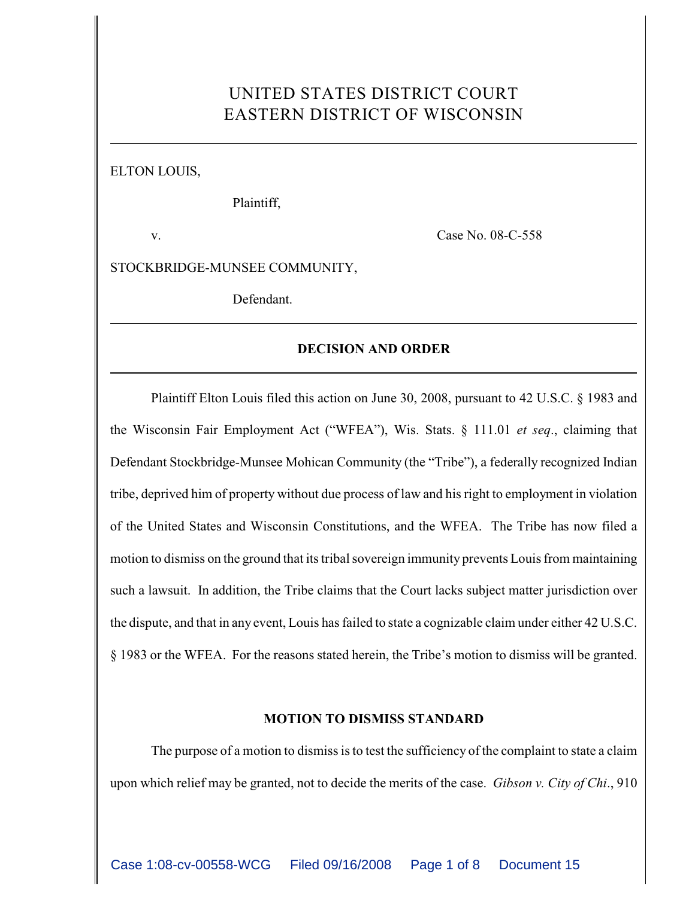UNITED STATES DISTRICT COURT
EASTERN DISTRICT OF WISCONSIN

---

ELTON LOUIS,

Plaintiff,

v. Case No. 08-C-558

STOCKBRIDGE-MUNSEE COMMUNITY,

Defendant.

---

**DECISION AND ORDER**

---

Plaintiff Elton Louis filed this action on June 30, 2008, pursuant to 42 U.S.C. § 1983 and the Wisconsin Fair Employment Act ("WFEA"), Wis. Stats. § 111.01 *et seq*., claiming that Defendant Stockbridge-Munsee Mohican Community (the "Tribe"), a federally recognized Indian tribe, deprived him of property without due process of law and his right to employment in violation of the United States and Wisconsin Constitutions, and the WFEA. The Tribe has now filed a motion to dismiss on the ground that its tribal sovereign immunity prevents Louis from maintaining such a lawsuit. In addition, the Tribe claims that the Court lacks subject matter jurisdiction over the dispute, and that in any event, Louis has failed to state a cognizable claim under either 42 U.S.C. § 1983 or the WFEA. For the reasons stated herein, the Tribe's motion to dismiss will be granted.

**MOTION TO DISMISS STANDARD**

The purpose of a motion to dismiss is to test the sufficiency of the complaint to state a claim upon which relief may be granted, not to decide the merits of the case. *Gibson v. City of Chi*., 910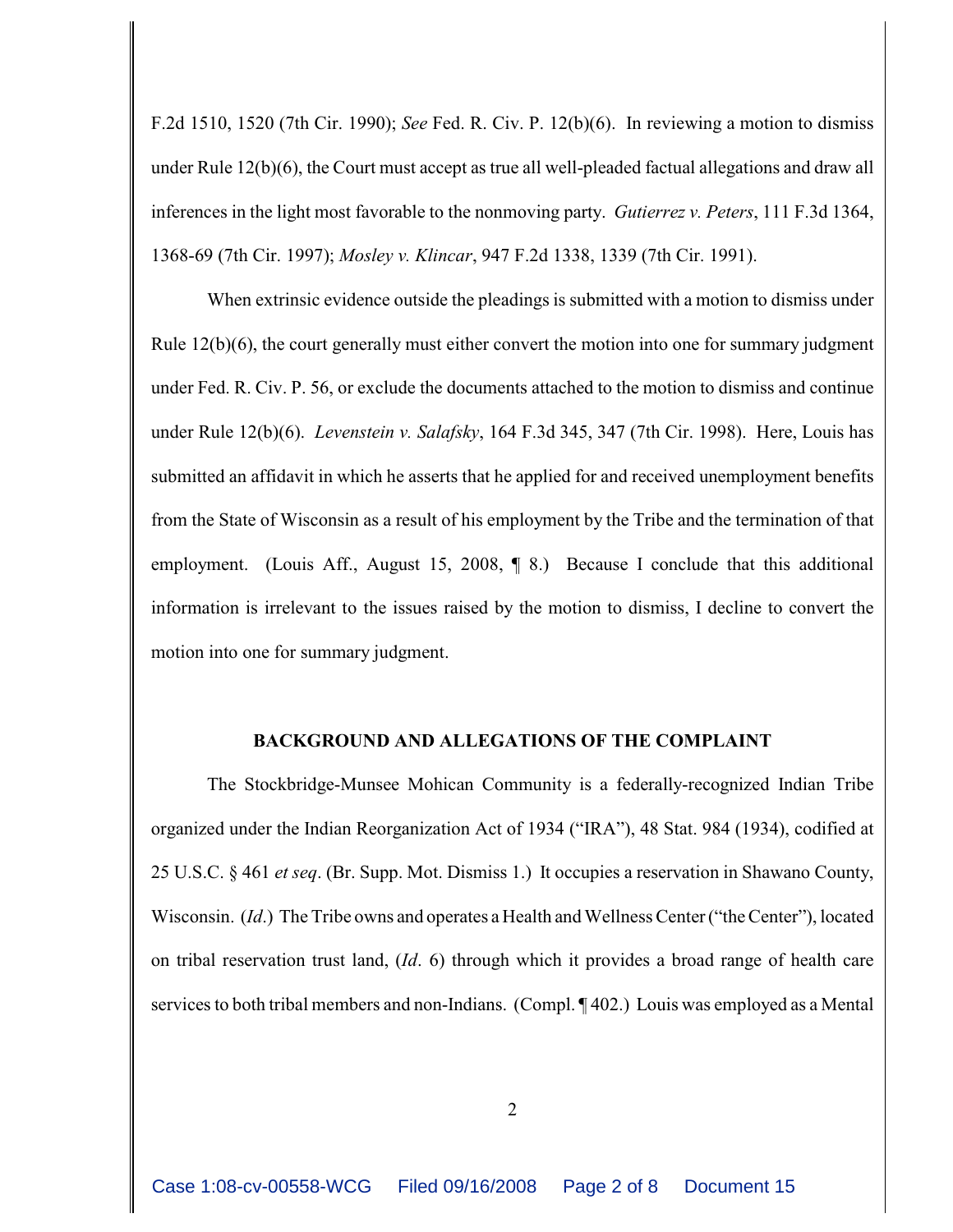F.2d 1510, 1520 (7th Cir. 1990); *See* Fed. R. Civ. P. 12(b)(6). In reviewing a motion to dismiss under Rule 12(b)(6), the Court must accept as true all well-pleaded factual allegations and draw all inferences in the light most favorable to the nonmoving party. *Gutierrez v. Peters*, 111 F.3d 1364, 1368-69 (7th Cir. 1997); *Mosley v. Klincar*, 947 F.2d 1338, 1339 (7th Cir. 1991).

When extrinsic evidence outside the pleadings is submitted with a motion to dismiss under Rule 12(b)(6), the court generally must either convert the motion into one for summary judgment under Fed. R. Civ. P. 56, or exclude the documents attached to the motion to dismiss and continue under Rule 12(b)(6). *Levenstein v. Salafsky*, 164 F.3d 345, 347 (7th Cir. 1998). Here, Louis has submitted an affidavit in which he asserts that he applied for and received unemployment benefits from the State of Wisconsin as a result of his employment by the Tribe and the termination of that employment. (Louis Aff., August 15, 2008, ¶ 8.) Because I conclude that this additional information is irrelevant to the issues raised by the motion to dismiss, I decline to convert the motion into one for summary judgment.

**BACKGROUND AND ALLEGATIONS OF THE COMPLAINT**

The Stockbridge-Munsee Mohican Community is a federally-recognized Indian Tribe organized under the Indian Reorganization Act of 1934 ("IRA"), 48 Stat. 984 (1934), codified at 25 U.S.C. § 461 *et seq*. (Br. Supp. Mot. Dismiss 1.) It occupies a reservation in Shawano County, Wisconsin. (*Id*.) The Tribe owns and operates a Health and Wellness Center ("the Center"), located on tribal reservation trust land, (*Id*. 6) through which it provides a broad range of health care services to both tribal members and non-Indians. (Compl. ¶ 402.) Louis was employed as a Mental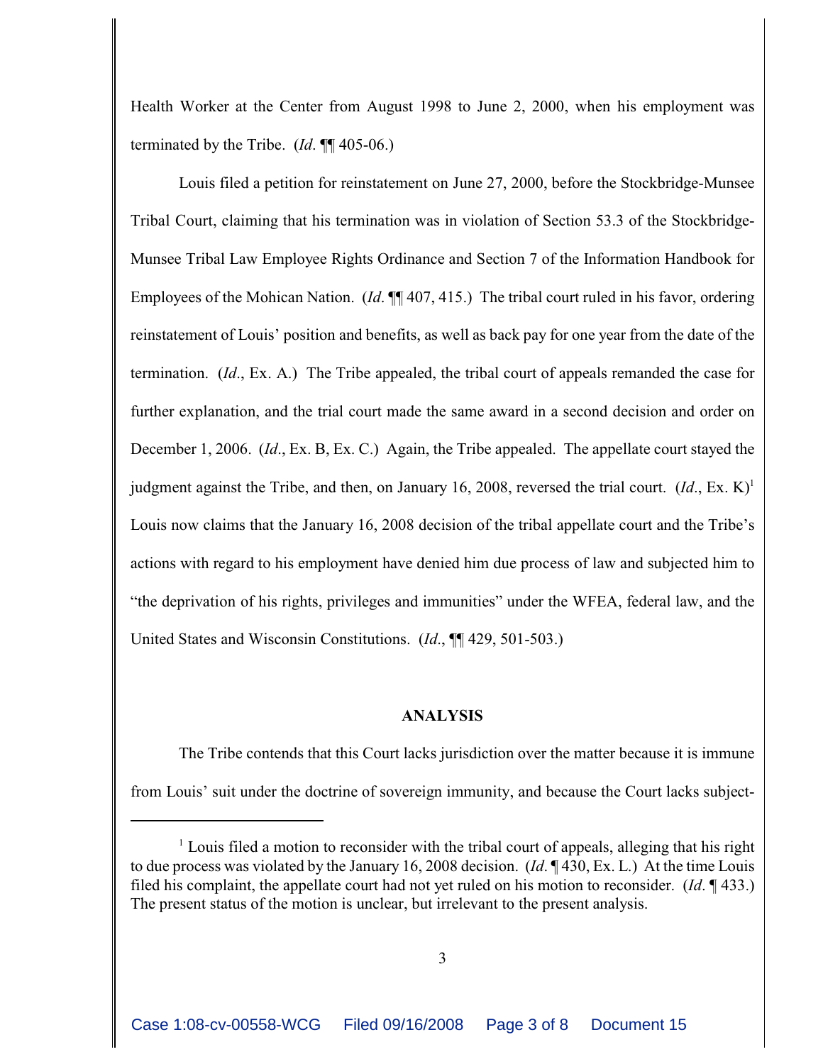Health Worker at the Center from August 1998 to June 2, 2000, when his employment was terminated by the Tribe. (*Id*. ¶¶ 405-06.)

Louis filed a petition for reinstatement on June 27, 2000, before the Stockbridge-Munsee Tribal Court, claiming that his termination was in violation of Section 53.3 of the Stockbridge-Munsee Tribal Law Employee Rights Ordinance and Section 7 of the Information Handbook for Employees of the Mohican Nation. (*Id*. ¶¶ 407, 415.) The tribal court ruled in his favor, ordering reinstatement of Louis' position and benefits, as well as back pay for one year from the date of the termination. (*Id*., Ex. A.) The Tribe appealed, the tribal court of appeals remanded the case for further explanation, and the trial court made the same award in a second decision and order on December 1, 2006. (*Id*., Ex. B, Ex. C.) Again, the Tribe appealed. The appellate court stayed the judgment against the Tribe, and then, on January 16, 2008, reversed the trial court. (*Id*., Ex. K)[1] Louis now claims that the January 16, 2008 decision of the tribal appellate court and the Tribe's actions with regard to his employment have denied him due process of law and subjected him to "the deprivation of his rights, privileges and immunities" under the WFEA, federal law, and the United States and Wisconsin Constitutions. (*Id*., ¶¶ 429, 501-503.)

## ANALYSIS

The Tribe contends that this Court lacks jurisdiction over the matter because it is immune from Louis' suit under the doctrine of sovereign immunity, and because the Court lacks subject-

[1] Louis filed a motion to reconsider with the tribal court of appeals, alleging that his right to due process was violated by the January 16, 2008 decision. (*Id*. ¶ 430, Ex. L.) At the time Louis filed his complaint, the appellate court had not yet ruled on his motion to reconsider. (*Id*. ¶ 433.) The present status of the motion is unclear, but irrelevant to the present analysis.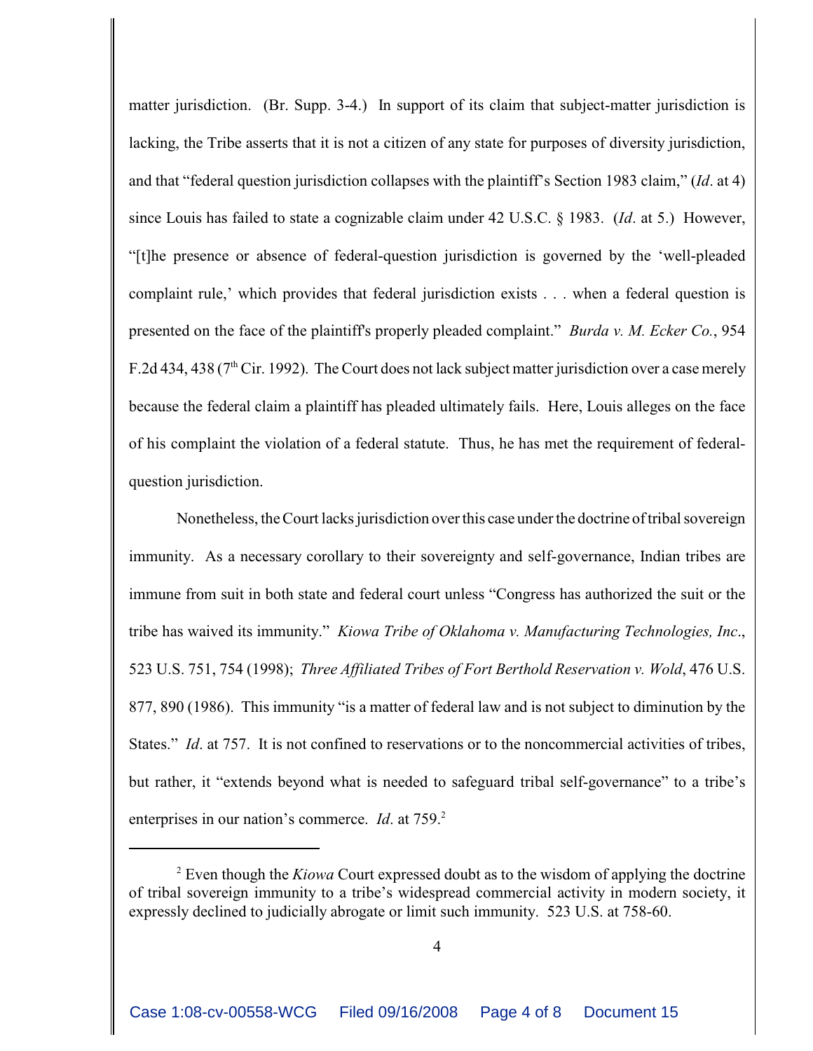matter jurisdiction. (Br. Supp. 3-4.) In support of its claim that subject-matter jurisdiction is lacking, the Tribe asserts that it is not a citizen of any state for purposes of diversity jurisdiction, and that "federal question jurisdiction collapses with the plaintiff's Section 1983 claim," (*Id*. at 4) since Louis has failed to state a cognizable claim under 42 U.S.C. § 1983. (*Id*. at 5.) However, "[t]he presence or absence of federal-question jurisdiction is governed by the 'well-pleaded complaint rule,' which provides that federal jurisdiction exists . . . when a federal question is presented on the face of the plaintiff's properly pleaded complaint." *Burda v. M. Ecker Co.*, 954 F.2d 434, 438 (7th Cir. 1992). The Court does not lack subject matter jurisdiction over a case merely because the federal claim a plaintiff has pleaded ultimately fails. Here, Louis alleges on the face of his complaint the violation of a federal statute. Thus, he has met the requirement of federal-question jurisdiction.

Nonetheless, the Court lacks jurisdiction over this case under the doctrine of tribal sovereign immunity. As a necessary corollary to their sovereignty and self-governance, Indian tribes are immune from suit in both state and federal court unless "Congress has authorized the suit or the tribe has waived its immunity." *Kiowa Tribe of Oklahoma v. Manufacturing Technologies, Inc*., 523 U.S. 751, 754 (1998); *Three Affiliated Tribes of Fort Berthold Reservation v. Wold*, 476 U.S. 877, 890 (1986). This immunity "is a matter of federal law and is not subject to diminution by the States." *Id*. at 757. It is not confined to reservations or to the noncommercial activities of tribes, but rather, it "extends beyond what is needed to safeguard tribal self-governance" to a tribe's enterprises in our nation's commerce. *Id*. at 759.[2]

---

[2] Even though the *Kiowa* Court expressed doubt as to the wisdom of applying the doctrine of tribal sovereign immunity to a tribe's widespread commercial activity in modern society, it expressly declined to judicially abrogate or limit such immunity. 523 U.S. at 758-60.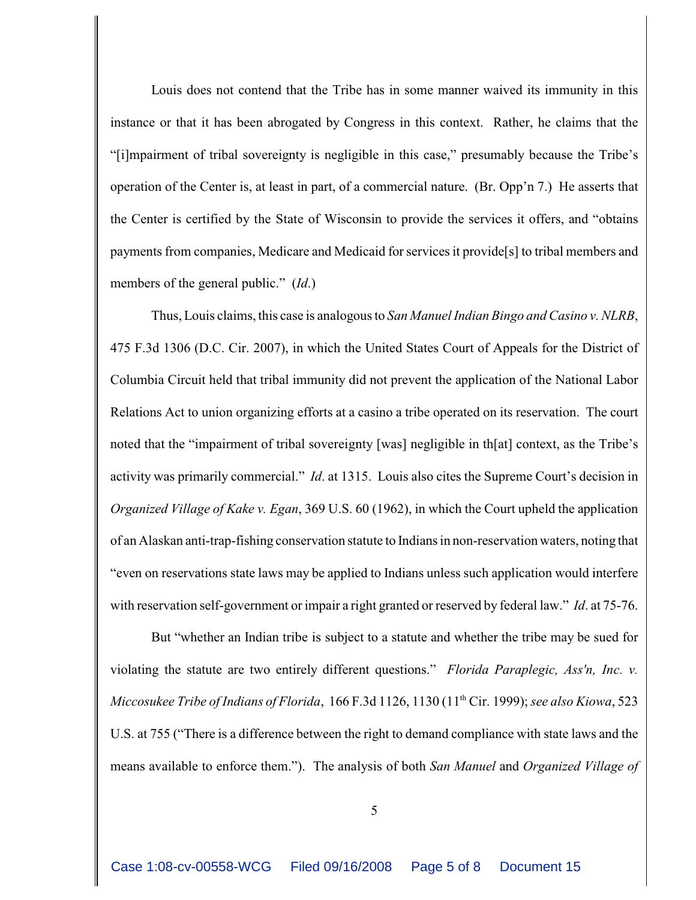Louis does not contend that the Tribe has in some manner waived its immunity in this instance or that it has been abrogated by Congress in this context. Rather, he claims that the "[i]mpairment of tribal sovereignty is negligible in this case," presumably because the Tribe's operation of the Center is, at least in part, of a commercial nature. (Br. Opp'n 7.) He asserts that the Center is certified by the State of Wisconsin to provide the services it offers, and "obtains payments from companies, Medicare and Medicaid for services it provide[s] to tribal members and members of the general public." (*Id*.)

Thus, Louis claims, this case is analogous to *San Manuel Indian Bingo and Casino v. NLRB*, 475 F.3d 1306 (D.C. Cir. 2007), in which the United States Court of Appeals for the District of Columbia Circuit held that tribal immunity did not prevent the application of the National Labor Relations Act to union organizing efforts at a casino a tribe operated on its reservation. The court noted that the "impairment of tribal sovereignty [was] negligible in th[at] context, as the Tribe's activity was primarily commercial." *Id*. at 1315. Louis also cites the Supreme Court's decision in *Organized Village of Kake v. Egan*, 369 U.S. 60 (1962), in which the Court upheld the application of an Alaskan anti-trap-fishing conservation statute to Indians in non-reservation waters, noting that "even on reservations state laws may be applied to Indians unless such application would interfere with reservation self-government or impair a right granted or reserved by federal law." *Id*. at 75-76.

But "whether an Indian tribe is subject to a statute and whether the tribe may be sued for violating the statute are two entirely different questions." *Florida Paraplegic, Ass'n, Inc. v. Miccosukee Tribe of Indians of Florida*, 166 F.3d 1126, 1130 (11th Cir. 1999); *see also Kiowa*, 523 U.S. at 755 ("There is a difference between the right to demand compliance with state laws and the means available to enforce them."). The analysis of both *San Manuel* and *Organized Village of*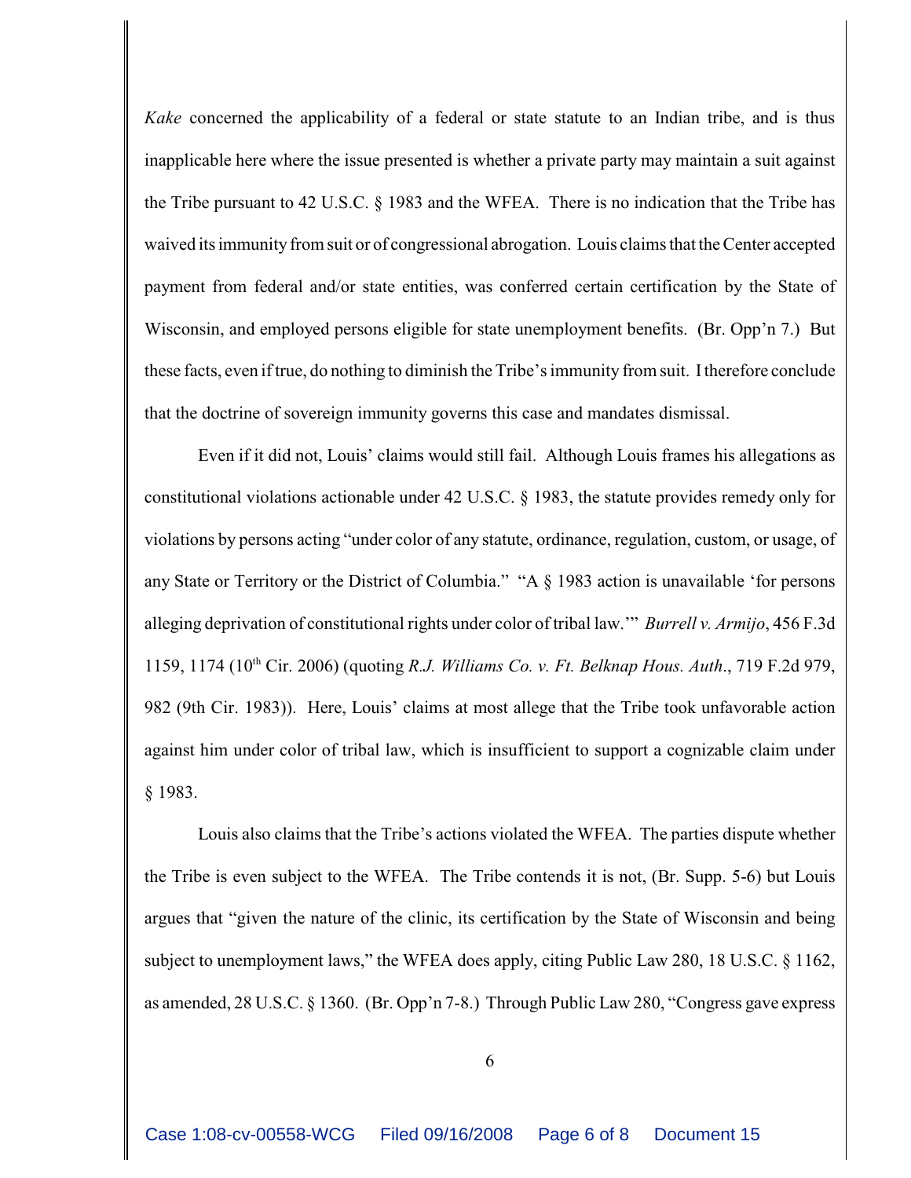*Kake* concerned the applicability of a federal or state statute to an Indian tribe, and is thus inapplicable here where the issue presented is whether a private party may maintain a suit against the Tribe pursuant to 42 U.S.C. § 1983 and the WFEA. There is no indication that the Tribe has waived its immunity from suit or of congressional abrogation. Louis claims that the Center accepted payment from federal and/or state entities, was conferred certain certification by the State of Wisconsin, and employed persons eligible for state unemployment benefits. (Br. Opp'n 7.) But these facts, even if true, do nothing to diminish the Tribe's immunity from suit. I therefore conclude that the doctrine of sovereign immunity governs this case and mandates dismissal.

Even if it did not, Louis' claims would still fail. Although Louis frames his allegations as constitutional violations actionable under 42 U.S.C. § 1983, the statute provides remedy only for violations by persons acting "under color of any statute, ordinance, regulation, custom, or usage, of any State or Territory or the District of Columbia." "A § 1983 action is unavailable 'for persons alleging deprivation of constitutional rights under color of tribal law.'" *Burrell v. Armijo*, 456 F.3d 1159, 1174 (10th Cir. 2006) (quoting *R.J. Williams Co. v. Ft. Belknap Hous. Auth*., 719 F.2d 979, 982 (9th Cir. 1983)). Here, Louis' claims at most allege that the Tribe took unfavorable action against him under color of tribal law, which is insufficient to support a cognizable claim under § 1983.

Louis also claims that the Tribe's actions violated the WFEA. The parties dispute whether the Tribe is even subject to the WFEA. The Tribe contends it is not, (Br. Supp. 5-6) but Louis argues that "given the nature of the clinic, its certification by the State of Wisconsin and being subject to unemployment laws," the WFEA does apply, citing Public Law 280, 18 U.S.C. § 1162, as amended, 28 U.S.C. § 1360. (Br. Opp'n 7-8.) Through Public Law 280, "Congress gave express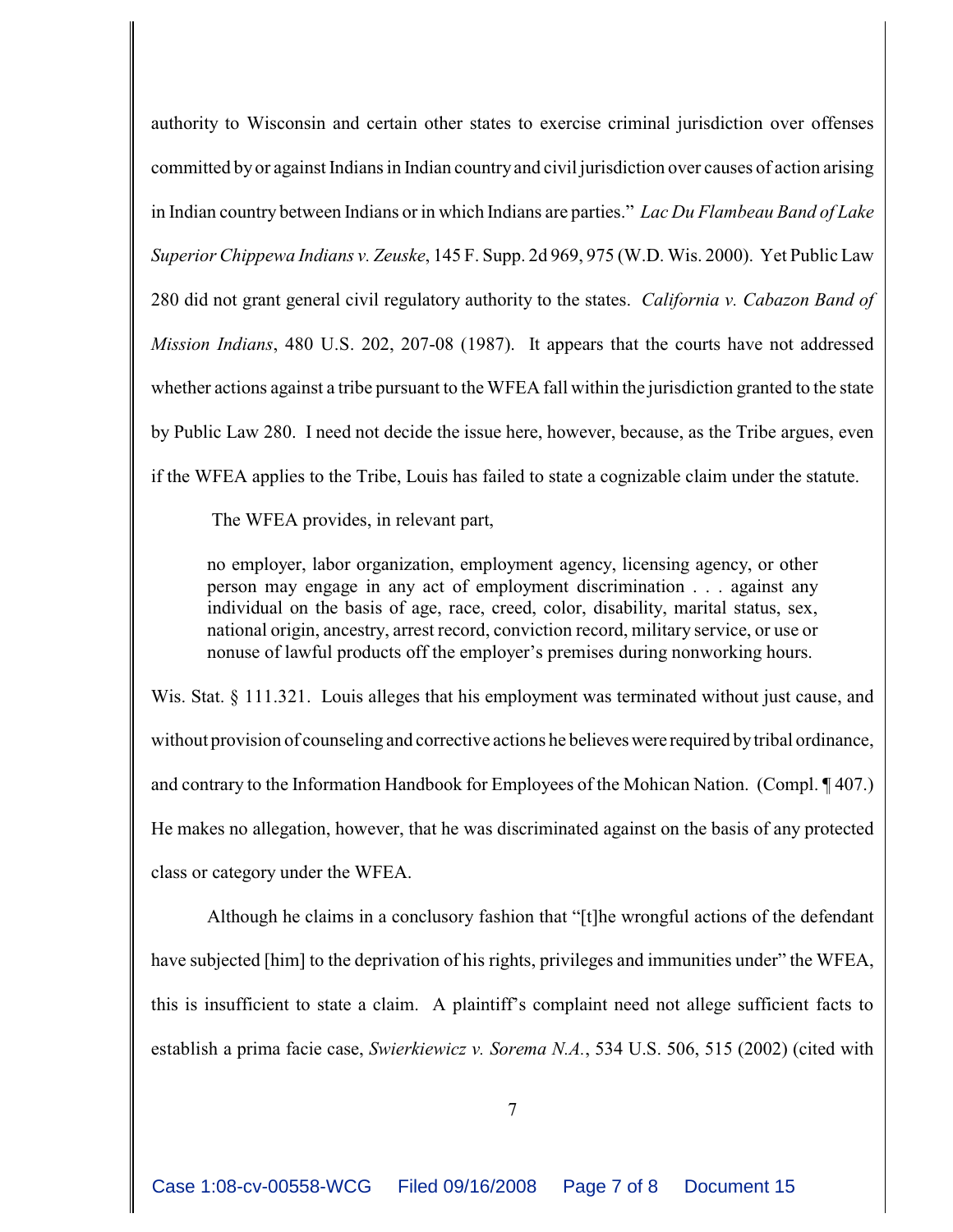authority to Wisconsin and certain other states to exercise criminal jurisdiction over offenses committed by or against Indians in Indian country and civil jurisdiction over causes of action arising in Indian country between Indians or in which Indians are parties." *Lac Du Flambeau Band of Lake Superior Chippewa Indians v. Zeuske*, 145 F. Supp. 2d 969, 975 (W.D. Wis. 2000). Yet Public Law 280 did not grant general civil regulatory authority to the states. *California v. Cabazon Band of Mission Indians*, 480 U.S. 202, 207-08 (1987). It appears that the courts have not addressed whether actions against a tribe pursuant to the WFEA fall within the jurisdiction granted to the state by Public Law 280. I need not decide the issue here, however, because, as the Tribe argues, even if the WFEA applies to the Tribe, Louis has failed to state a cognizable claim under the statute.

The WFEA provides, in relevant part,

> no employer, labor organization, employment agency, licensing agency, or other person may engage in any act of employment discrimination . . . against any individual on the basis of age, race, creed, color, disability, marital status, sex, national origin, ancestry, arrest record, conviction record, military service, or use or nonuse of lawful products off the employer's premises during nonworking hours.

Wis. Stat. § 111.321. Louis alleges that his employment was terminated without just cause, and without provision of counseling and corrective actions he believes were required by tribal ordinance, and contrary to the Information Handbook for Employees of the Mohican Nation. (Compl. ¶ 407.) He makes no allegation, however, that he was discriminated against on the basis of any protected class or category under the WFEA.

Although he claims in a conclusory fashion that "[t]he wrongful actions of the defendant have subjected [him] to the deprivation of his rights, privileges and immunities under" the WFEA, this is insufficient to state a claim. A plaintiff's complaint need not allege sufficient facts to establish a prima facie case, *Swierkiewicz v. Sorema N.A.*, 534 U.S. 506, 515 (2002) (cited with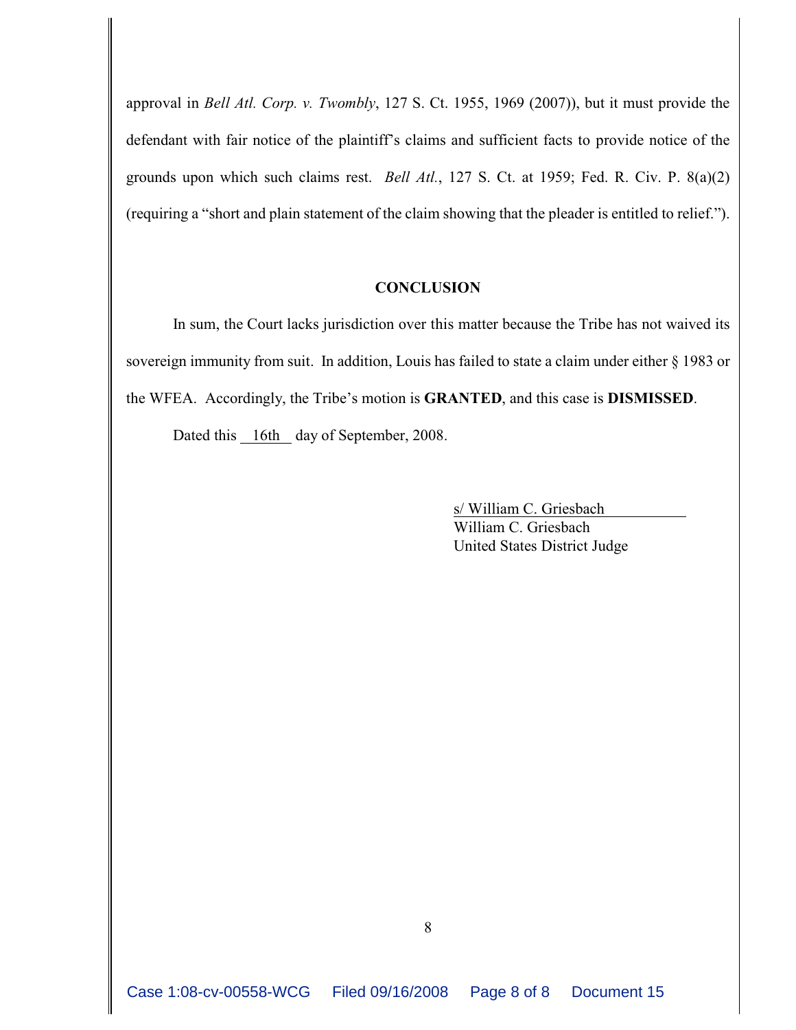approval in *Bell Atl. Corp. v. Twombly*, 127 S. Ct. 1955, 1969 (2007)), but it must provide the defendant with fair notice of the plaintiff's claims and sufficient facts to provide notice of the grounds upon which such claims rest. *Bell Atl.*, 127 S. Ct. at 1959; Fed. R. Civ. P. 8(a)(2) (requiring a "short and plain statement of the claim showing that the pleader is entitled to relief.").

## CONCLUSION

In sum, the Court lacks jurisdiction over this matter because the Tribe has not waived its sovereign immunity from suit. In addition, Louis has failed to state a claim under either § 1983 or the WFEA. Accordingly, the Tribe's motion is **GRANTED**, and this case is **DISMISSED**.

Dated this 16th day of September, 2008.

s/ William C. Griesbach
William C. Griesbach
United States District Judge